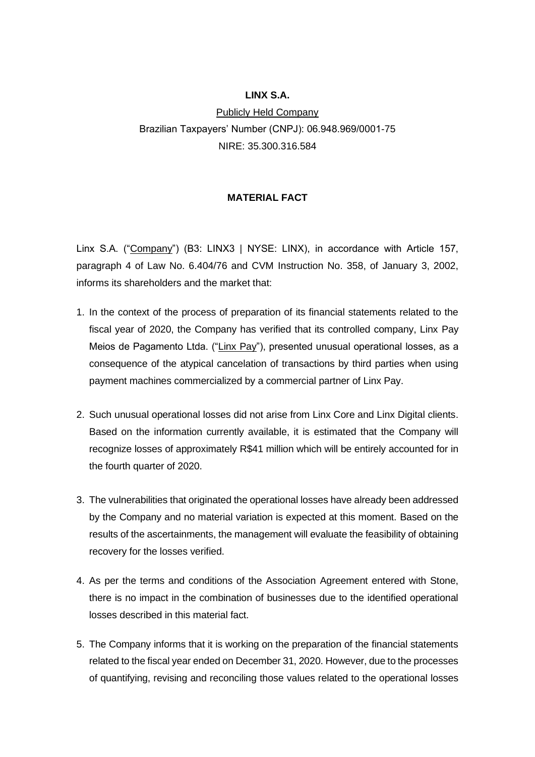**LINX S.A.**

Publicly Held Company

Brazilian Taxpayers' Number (CNPJ): 06.948.969/0001-75

NIRE: 35.300.316.584

**MATERIAL FACT**

Linx S.A. ("Company") (B3: LINX3 | NYSE: LINX), in accordance with Article 157, paragraph 4 of Law No. 6.404/76 and CVM Instruction No. 358, of January 3, 2002, informs its shareholders and the market that:

1. In the context of the process of preparation of its financial statements related to the fiscal year of 2020, the Company has verified that its controlled company, Linx Pay Meios de Pagamento Ltda. ("Linx Pay"), presented unusual operational losses, as a consequence of the atypical cancelation of transactions by third parties when using payment machines commercialized by a commercial partner of Linx Pay.

2. Such unusual operational losses did not arise from Linx Core and Linx Digital clients. Based on the information currently available, it is estimated that the Company will recognize losses of approximately R$41 million which will be entirely accounted for in the fourth quarter of 2020.

3. The vulnerabilities that originated the operational losses have already been addressed by the Company and no material variation is expected at this moment. Based on the results of the ascertainments, the management will evaluate the feasibility of obtaining recovery for the losses verified.

4. As per the terms and conditions of the Association Agreement entered with Stone, there is no impact in the combination of businesses due to the identified operational losses described in this material fact.

5. The Company informs that it is working on the preparation of the financial statements related to the fiscal year ended on December 31, 2020. However, due to the processes of quantifying, revising and reconciling those values related to the operational losses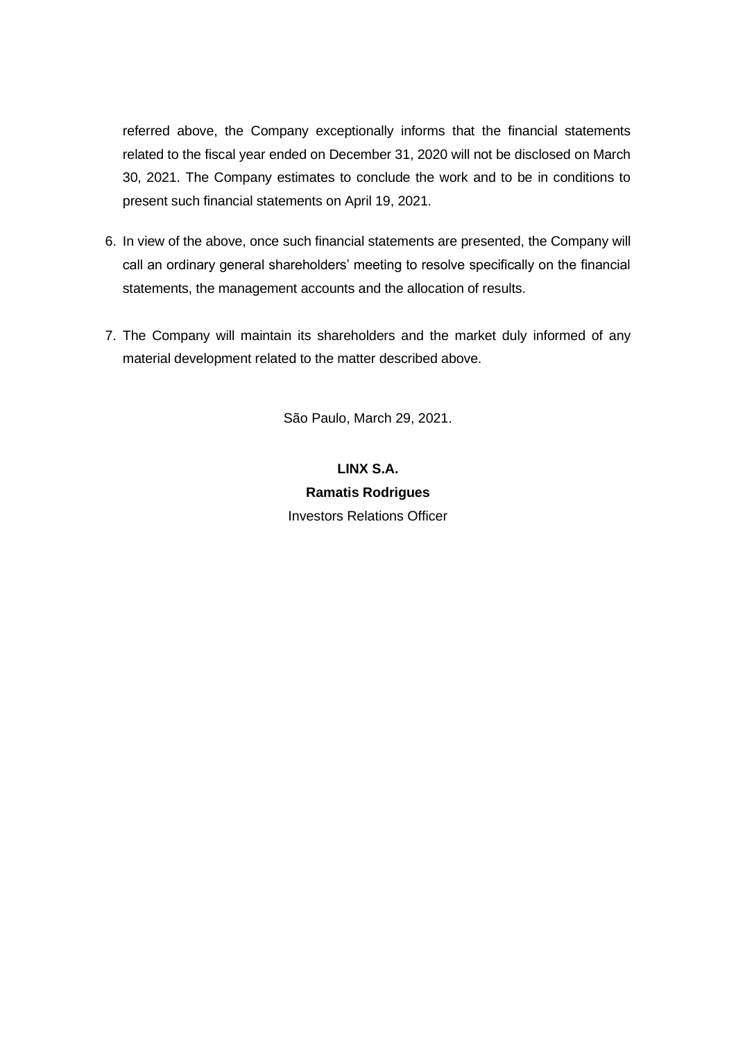referred above, the Company exceptionally informs that the financial statements related to the fiscal year ended on December 31, 2020 will not be disclosed on March 30, 2021. The Company estimates to conclude the work and to be in conditions to present such financial statements on April 19, 2021.

6. In view of the above, once such financial statements are presented, the Company will call an ordinary general shareholders' meeting to resolve specifically on the financial statements, the management accounts and the allocation of results.

7. The Company will maintain its shareholders and the market duly informed of any material development related to the matter described above.

São Paulo, March 29, 2021.

**LINX S.A.**
**Ramatis Rodrigues**
Investors Relations Officer